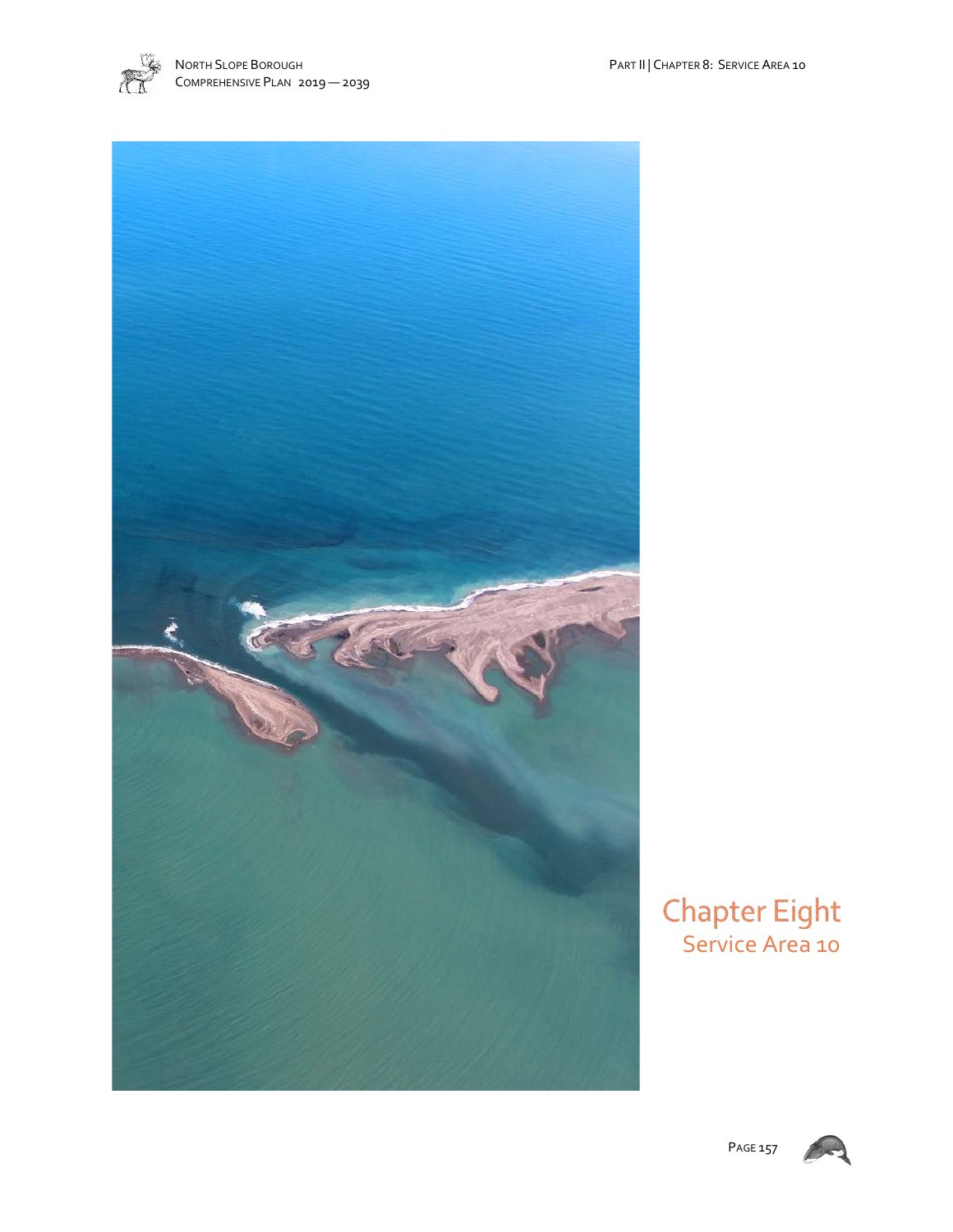# Chapter Eight

## Service Area 10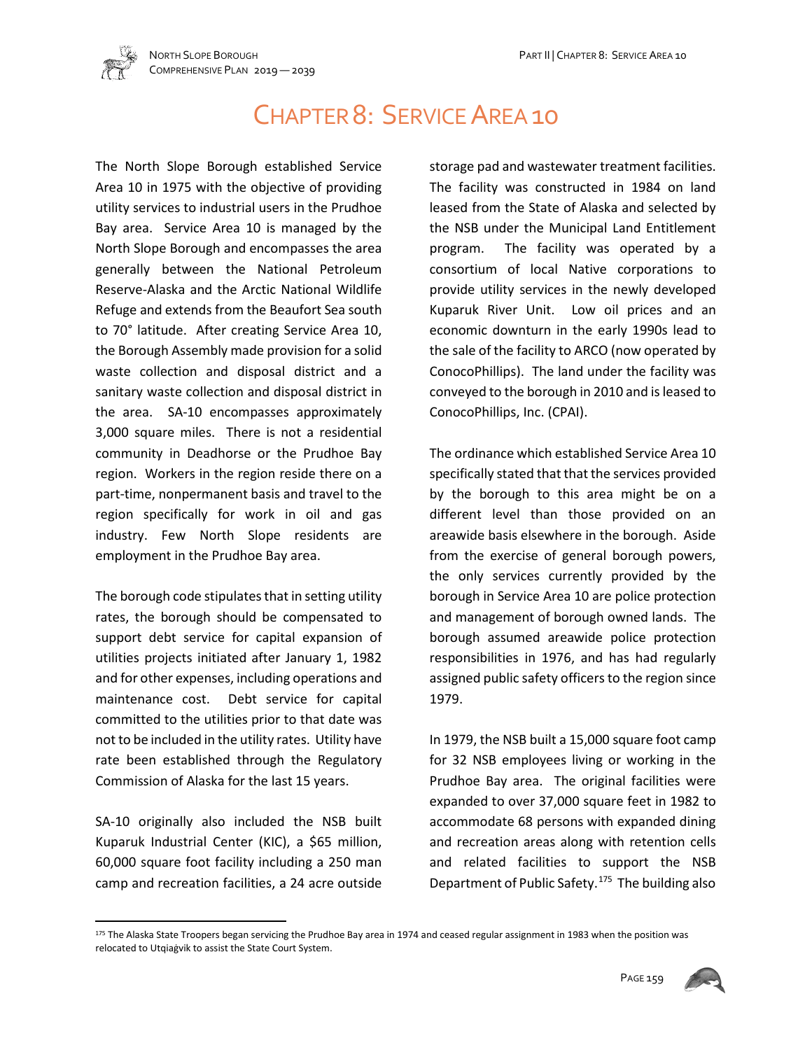# Chapter 8: Service Area 10

The North Slope Borough established Service Area 10 in 1975 with the objective of providing utility services to industrial users in the Prudhoe Bay area. Service Area 10 is managed by the North Slope Borough and encompasses the area generally between the National Petroleum Reserve-Alaska and the Arctic National Wildlife Refuge and extends from the Beaufort Sea south to 70° latitude. After creating Service Area 10, the Borough Assembly made provision for a solid waste collection and disposal district and a sanitary waste collection and disposal district in the area. SA-10 encompasses approximately 3,000 square miles. There is not a residential community in Deadhorse or the Prudhoe Bay region. Workers in the region reside there on a part-time, nonpermanent basis and travel to the region specifically for work in oil and gas industry. Few North Slope residents are employment in the Prudhoe Bay area.

The borough code stipulates that in setting utility rates, the borough should be compensated to support debt service for capital expansion of utilities projects initiated after January 1, 1982 and for other expenses, including operations and maintenance cost. Debt service for capital committed to the utilities prior to that date was not to be included in the utility rates. Utility have rate been established through the Regulatory Commission of Alaska for the last 15 years.

SA-10 originally also included the NSB built Kuparuk Industrial Center (KIC), a $65 million, 60,000 square foot facility including a 250 man camp and recreation facilities, a 24 acre outside storage pad and wastewater treatment facilities. The facility was constructed in 1984 on land leased from the State of Alaska and selected by the NSB under the Municipal Land Entitlement program. The facility was operated by a consortium of local Native corporations to provide utility services in the newly developed Kuparuk River Unit. Low oil prices and an economic downturn in the early 1990s lead to the sale of the facility to ARCO (now operated by ConocoPhillips). The land under the facility was conveyed to the borough in 2010 and is leased to ConocoPhillips, Inc. (CPAI).

The ordinance which established Service Area 10 specifically stated that that the services provided by the borough to this area might be on a different level than those provided on an areawide basis elsewhere in the borough. Aside from the exercise of general borough powers, the only services currently provided by the borough in Service Area 10 are police protection and management of borough owned lands. The borough assumed areawide police protection responsibilities in 1976, and has had regularly assigned public safety officers to the region since 1979.

In 1979, the NSB built a 15,000 square foot camp for 32 NSB employees living or working in the Prudhoe Bay area. The original facilities were expanded to over 37,000 square feet in 1982 to accommodate 68 persons with expanded dining and recreation areas along with retention cells and related facilities to support the NSB Department of Public Safety.[175] The building also

[175] The Alaska State Troopers began servicing the Prudhoe Bay area in 1974 and ceased regular assignment in 1983 when the position was relocated to Utqiaġvik to assist the State Court System.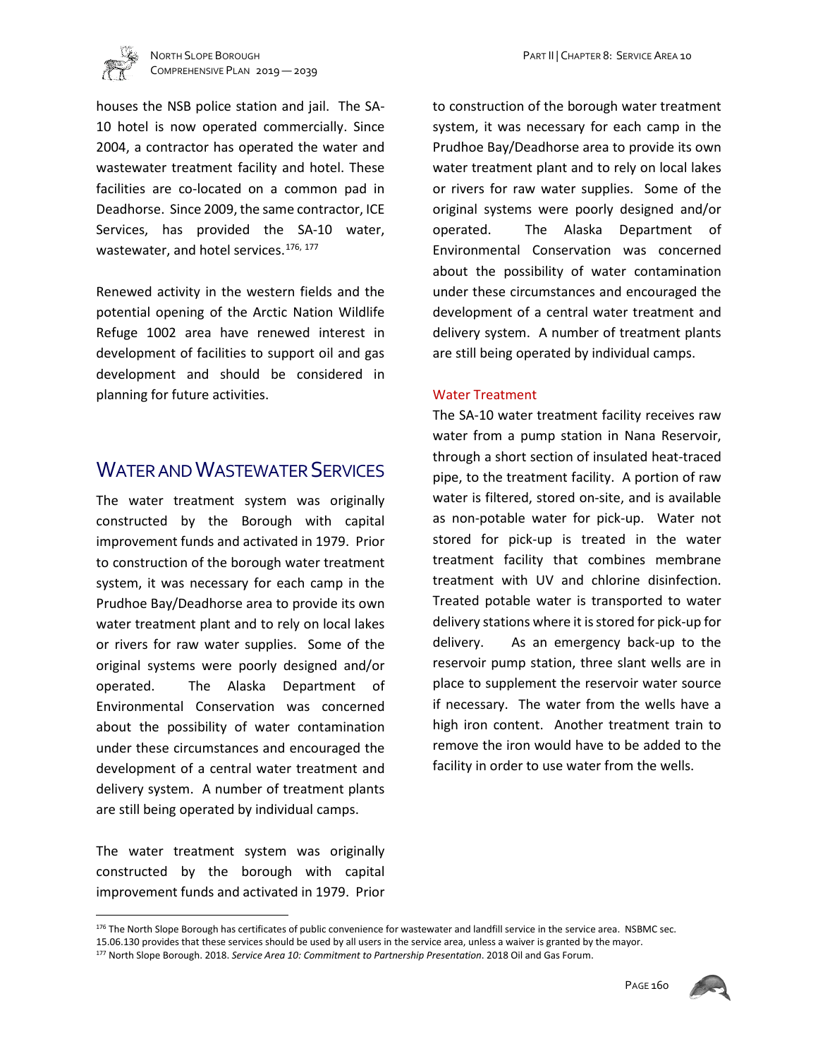houses the NSB police station and jail. The SA-10 hotel is now operated commercially. Since 2004, a contractor has operated the water and wastewater treatment facility and hotel. These facilities are co-located on a common pad in Deadhorse. Since 2009, the same contractor, ICE Services, has provided the SA-10 water, wastewater, and hotel services.[176, 177]

Renewed activity in the western fields and the potential opening of the Arctic Nation Wildlife Refuge 1002 area have renewed interest in development of facilities to support oil and gas development and should be considered in planning for future activities.

## WATER AND WASTEWATER SERVICES

The water treatment system was originally constructed by the Borough with capital improvement funds and activated in 1979. Prior to construction of the borough water treatment system, it was necessary for each camp in the Prudhoe Bay/Deadhorse area to provide its own water treatment plant and to rely on local lakes or rivers for raw water supplies. Some of the original systems were poorly designed and/or operated. The Alaska Department of Environmental Conservation was concerned about the possibility of water contamination under these circumstances and encouraged the development of a central water treatment and delivery system. A number of treatment plants are still being operated by individual camps.

The water treatment system was originally constructed by the borough with capital improvement funds and activated in 1979. Prior to construction of the borough water treatment system, it was necessary for each camp in the Prudhoe Bay/Deadhorse area to provide its own water treatment plant and to rely on local lakes or rivers for raw water supplies. Some of the original systems were poorly designed and/or operated. The Alaska Department of Environmental Conservation was concerned about the possibility of water contamination under these circumstances and encouraged the development of a central water treatment and delivery system. A number of treatment plants are still being operated by individual camps.

### Water Treatment

The SA-10 water treatment facility receives raw water from a pump station in Nana Reservoir, through a short section of insulated heat-traced pipe, to the treatment facility. A portion of raw water is filtered, stored on-site, and is available as non-potable water for pick-up. Water not stored for pick-up is treated in the water treatment facility that combines membrane treatment with UV and chlorine disinfection. Treated potable water is transported to water delivery stations where it is stored for pick-up for delivery. As an emergency back-up to the reservoir pump station, three slant wells are in place to supplement the reservoir water source if necessary. The water from the wells have a high iron content. Another treatment train to remove the iron would have to be added to the facility in order to use water from the wells.

---

[176] The North Slope Borough has certificates of public convenience for wastewater and landfill service in the service area. NSBMC sec. 15.06.130 provides that these services should be used by all users in the service area, unless a waiver is granted by the mayor.

[177] North Slope Borough. 2018. *Service Area 10: Commitment to Partnership Presentation*. 2018 Oil and Gas Forum.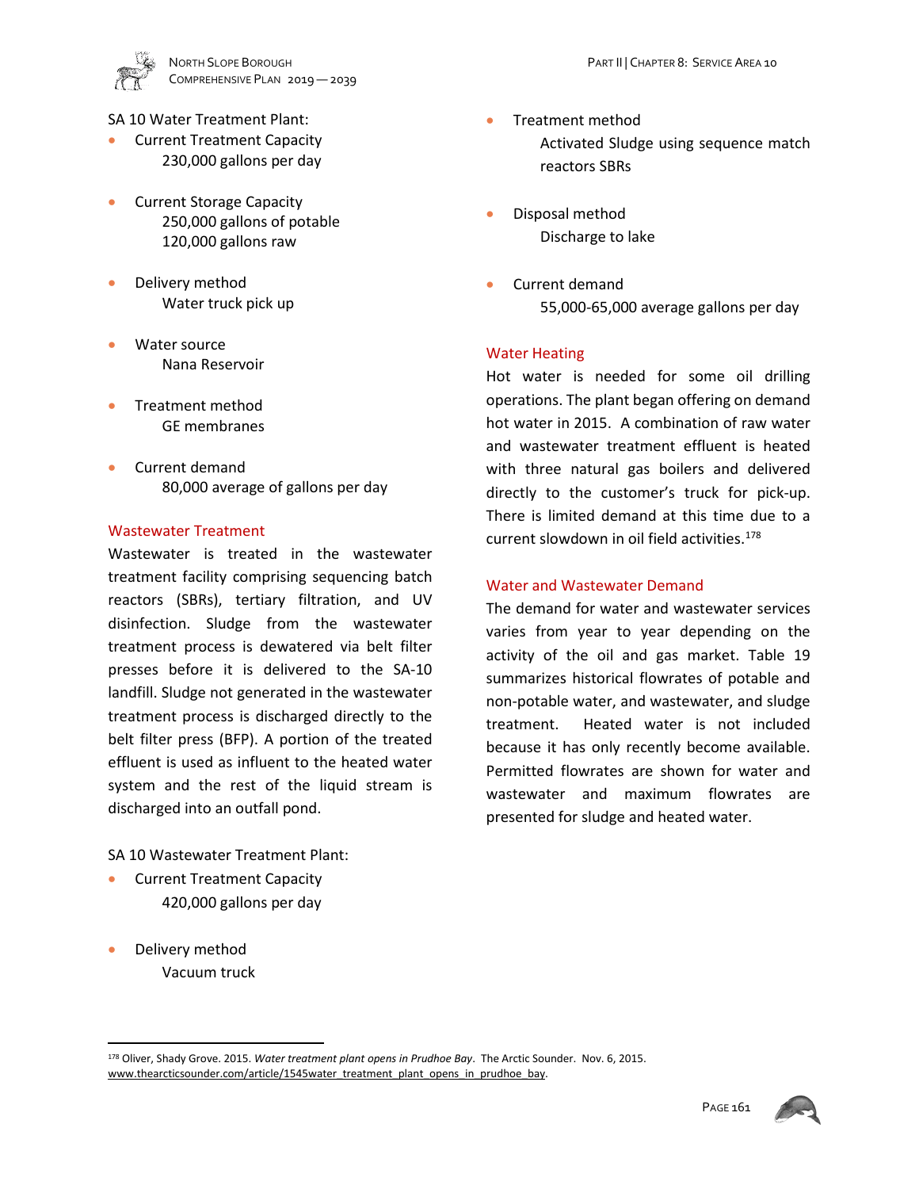SA 10 Water Treatment Plant:

- Current Treatment Capacity
  230,000 gallons per day

- Current Storage Capacity
  250,000 gallons of potable
  120,000 gallons raw

- Delivery method
  Water truck pick up

- Water source
  Nana Reservoir

- Treatment method
  GE membranes

- Current demand
  80,000 average of gallons per day

## Wastewater Treatment

Wastewater is treated in the wastewater treatment facility comprising sequencing batch reactors (SBRs), tertiary filtration, and UV disinfection. Sludge from the wastewater treatment process is dewatered via belt filter presses before it is delivered to the SA-10 landfill. Sludge not generated in the wastewater treatment process is discharged directly to the belt filter press (BFP). A portion of the treated effluent is used as influent to the heated water system and the rest of the liquid stream is discharged into an outfall pond.

SA 10 Wastewater Treatment Plant:

- Current Treatment Capacity
  420,000 gallons per day

- Delivery method
  Vacuum truck

- Treatment method
  Activated Sludge using sequence match reactors SBRs

- Disposal method
  Discharge to lake

- Current demand
  55,000-65,000 average gallons per day

## Water Heating

Hot water is needed for some oil drilling operations. The plant began offering on demand hot water in 2015. A combination of raw water and wastewater treatment effluent is heated with three natural gas boilers and delivered directly to the customer's truck for pick-up. There is limited demand at this time due to a current slowdown in oil field activities.[178]

## Water and Wastewater Demand

The demand for water and wastewater services varies from year to year depending on the activity of the oil and gas market. Table 19 summarizes historical flowrates of potable and non-potable water, and wastewater, and sludge treatment. Heated water is not included because it has only recently become available. Permitted flowrates are shown for water and wastewater and maximum flowrates are presented for sludge and heated water.

---

[178] Oliver, Shady Grove. 2015. *Water treatment plant opens in Prudhoe Bay*. The Arctic Sounder. Nov. 6, 2015. www.thearcticsounder.com/article/1545water_treatment_plant_opens_in_prudhoe_bay.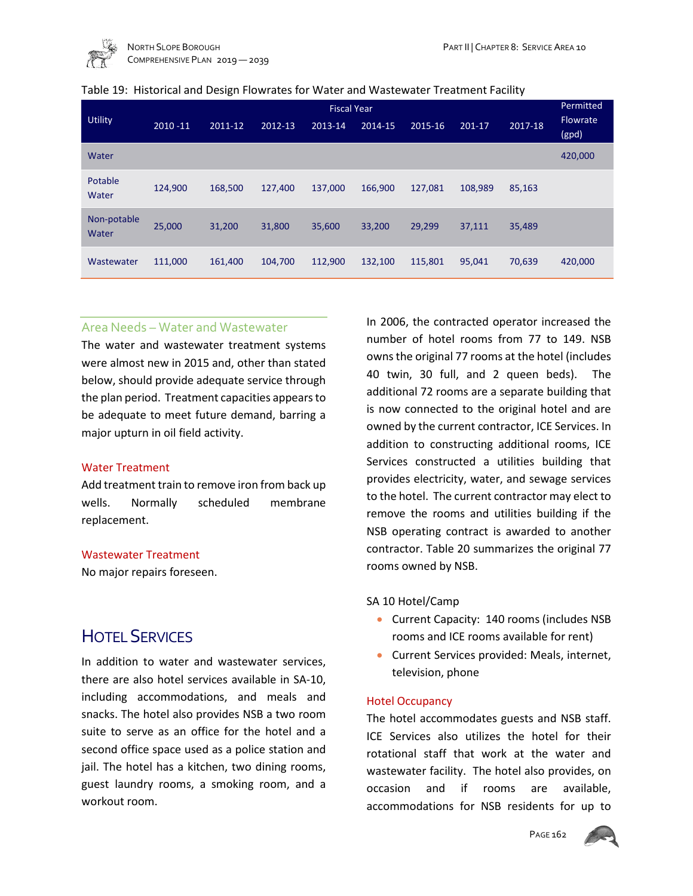Table 19: Historical and Design Flowrates for Water and Wastewater Treatment Facility

| Utility | Fiscal Year | | | | | | | | Permitted Flowrate (gpd) |
|---|---|---|---|---|---|---|---|---|---|
| | 2010 -11 | 2011-12 | 2012-13 | 2013-14 | 2014-15 | 2015-16 | 201-17 | 2017-18 | |
| Water | | | | | | | | | 420,000 |
| Potable Water | 124,900 | 168,500 | 127,400 | 137,000 | 166,900 | 127,081 | 108,989 | 85,163 | |
| Non-potable Water | 25,000 | 31,200 | 31,800 | 35,600 | 33,200 | 29,299 | 37,111 | 35,489 | |
| Wastewater | 111,000 | 161,400 | 104,700 | 112,900 | 132,100 | 115,801 | 95,041 | 70,639 | 420,000 |

### Area Needs – Water and Wastewater

The water and wastewater treatment systems were almost new in 2015 and, other than stated below, should provide adequate service through the plan period. Treatment capacities appears to be adequate to meet future demand, barring a major upturn in oil field activity.

#### Water Treatment

Add treatment train to remove iron from back up wells. Normally scheduled membrane replacement.

#### Wastewater Treatment

No major repairs foreseen.

## Hotel Services

In addition to water and wastewater services, there are also hotel services available in SA-10, including accommodations, and meals and snacks. The hotel also provides NSB a two room suite to serve as an office for the hotel and a second office space used as a police station and jail. The hotel has a kitchen, two dining rooms, guest laundry rooms, a smoking room, and a workout room.

In 2006, the contracted operator increased the number of hotel rooms from 77 to 149. NSB owns the original 77 rooms at the hotel (includes 40 twin, 30 full, and 2 queen beds). The additional 72 rooms are a separate building that is now connected to the original hotel and are owned by the current contractor, ICE Services. In addition to constructing additional rooms, ICE Services constructed a utilities building that provides electricity, water, and sewage services to the hotel. The current contractor may elect to remove the rooms and utilities building if the NSB operating contract is awarded to another contractor. Table 20 summarizes the original 77 rooms owned by NSB.

SA 10 Hotel/Camp

- Current Capacity: 140 rooms (includes NSB rooms and ICE rooms available for rent)
- Current Services provided: Meals, internet, television, phone

#### Hotel Occupancy

The hotel accommodates guests and NSB staff. ICE Services also utilizes the hotel for their rotational staff that work at the water and wastewater facility. The hotel also provides, on occasion and if rooms are available, accommodations for NSB residents for up to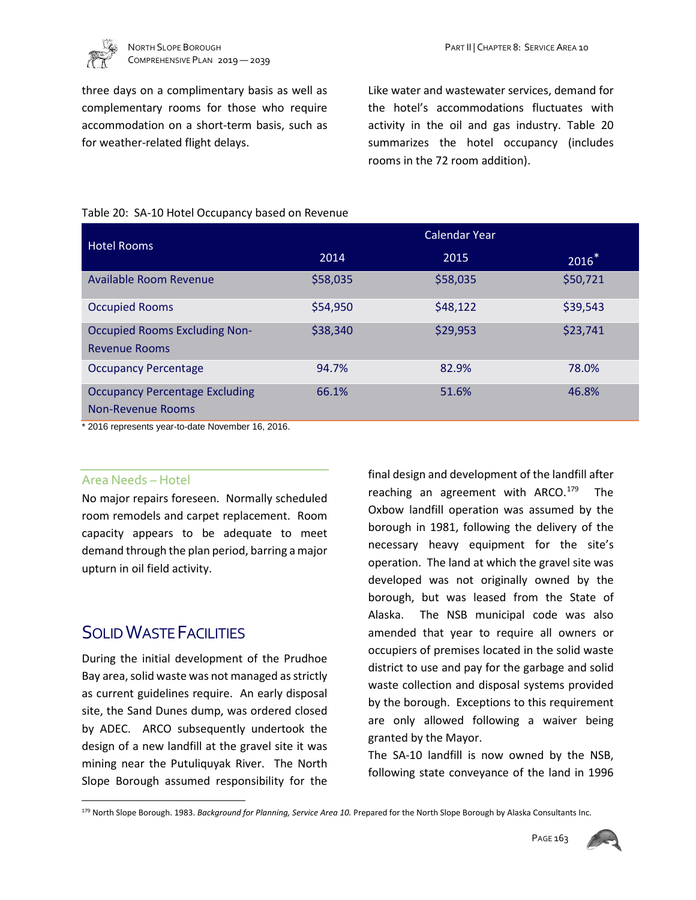three days on a complimentary basis as well as complementary rooms for those who require accommodation on a short-term basis, such as for weather-related flight delays.

Like water and wastewater services, demand for the hotel's accommodations fluctuates with activity in the oil and gas industry. Table 20 summarizes the hotel occupancy (includes rooms in the 72 room addition).

Table 20: SA-10 Hotel Occupancy based on Revenue

| Hotel Rooms | Calendar Year | | |
|---|---|---|---|
| | 2014 | 2015 | 2016* |
| Available Room Revenue | $58,035 | $58,035 | $50,721 |
| Occupied Rooms | $54,950 | $48,122 | $39,543 |
| Occupied Rooms Excluding Non-Revenue Rooms | $38,340 | $29,953 | $23,741 |
| Occupancy Percentage | 94.7% | 82.9% | 78.0% |
| Occupancy Percentage Excluding Non-Revenue Rooms | 66.1% | 51.6% | 46.8% |

* 2016 represents year-to-date November 16, 2016.

### Area Needs – Hotel

No major repairs foreseen. Normally scheduled room remodels and carpet replacement. Room capacity appears to be adequate to meet demand through the plan period, barring a major upturn in oil field activity.

## Solid Waste Facilities

During the initial development of the Prudhoe Bay area, solid waste was not managed as strictly as current guidelines require. An early disposal site, the Sand Dunes dump, was ordered closed by ADEC. ARCO subsequently undertook the design of a new landfill at the gravel site it was mining near the Putuliquyak River. The North Slope Borough assumed responsibility for the final design and development of the landfill after reaching an agreement with ARCO.[179] The Oxbow landfill operation was assumed by the borough in 1981, following the delivery of the necessary heavy equipment for the site's operation. The land at which the gravel site was developed was not originally owned by the borough, but was leased from the State of Alaska. The NSB municipal code was also amended that year to require all owners or occupiers of premises located in the solid waste district to use and pay for the garbage and solid waste collection and disposal systems provided by the borough. Exceptions to this requirement are only allowed following a waiver being granted by the Mayor.

The SA-10 landfill is now owned by the NSB, following state conveyance of the land in 1996

[179] North Slope Borough. 1983. *Background for Planning, Service Area 10.* Prepared for the North Slope Borough by Alaska Consultants Inc.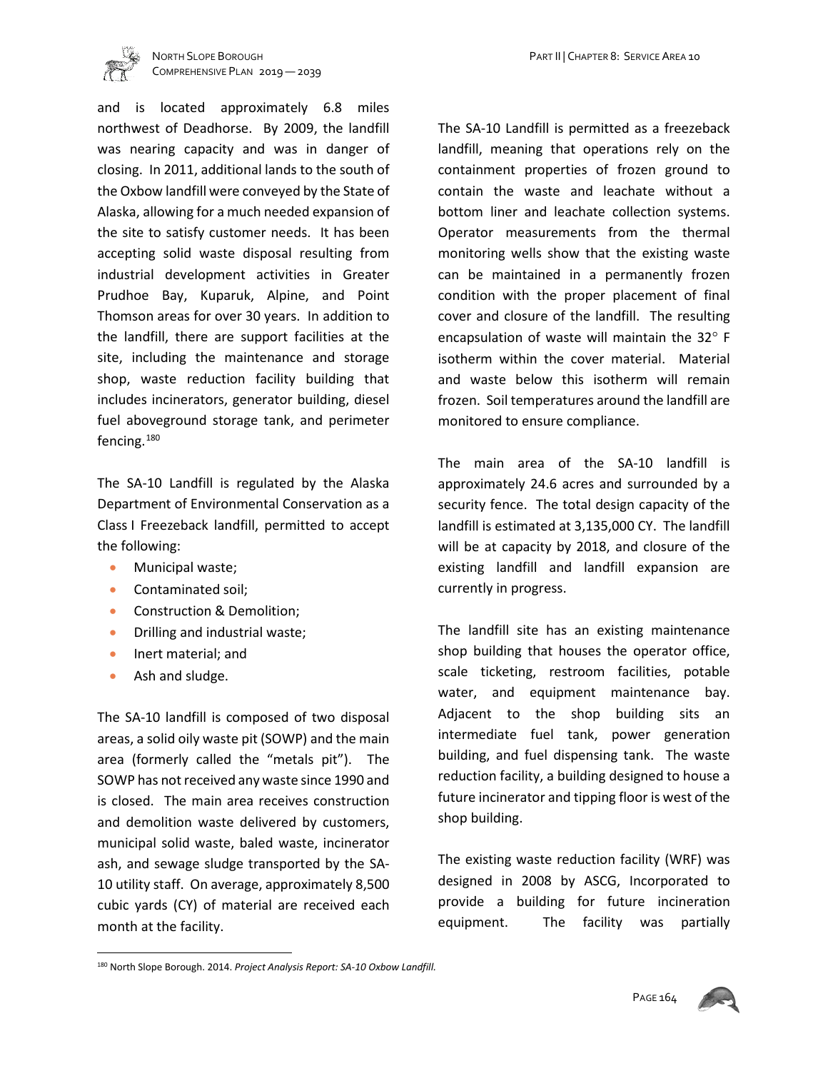and is located approximately 6.8 miles northwest of Deadhorse. By 2009, the landfill was nearing capacity and was in danger of closing. In 2011, additional lands to the south of the Oxbow landfill were conveyed by the State of Alaska, allowing for a much needed expansion of the site to satisfy customer needs. It has been accepting solid waste disposal resulting from industrial development activities in Greater Prudhoe Bay, Kuparuk, Alpine, and Point Thomson areas for over 30 years. In addition to the landfill, there are support facilities at the site, including the maintenance and storage shop, waste reduction facility building that includes incinerators, generator building, diesel fuel aboveground storage tank, and perimeter fencing.[180]

The SA-10 Landfill is regulated by the Alaska Department of Environmental Conservation as a Class I Freezeback landfill, permitted to accept the following:

- Municipal waste;
- Contaminated soil;
- Construction & Demolition;
- Drilling and industrial waste;
- Inert material; and
- Ash and sludge.

The SA-10 landfill is composed of two disposal areas, a solid oily waste pit (SOWP) and the main area (formerly called the "metals pit"). The SOWP has not received any waste since 1990 and is closed. The main area receives construction and demolition waste delivered by customers, municipal solid waste, baled waste, incinerator ash, and sewage sludge transported by the SA-10 utility staff. On average, approximately 8,500 cubic yards (CY) of material are received each month at the facility.

The SA-10 Landfill is permitted as a freezeback landfill, meaning that operations rely on the containment properties of frozen ground to contain the waste and leachate without a bottom liner and leachate collection systems. Operator measurements from the thermal monitoring wells show that the existing waste can be maintained in a permanently frozen condition with the proper placement of final cover and closure of the landfill. The resulting encapsulation of waste will maintain the 32° F isotherm within the cover material. Material and waste below this isotherm will remain frozen. Soil temperatures around the landfill are monitored to ensure compliance.

The main area of the SA-10 landfill is approximately 24.6 acres and surrounded by a security fence. The total design capacity of the landfill is estimated at 3,135,000 CY. The landfill will be at capacity by 2018, and closure of the existing landfill and landfill expansion are currently in progress.

The landfill site has an existing maintenance shop building that houses the operator office, scale ticketing, restroom facilities, potable water, and equipment maintenance bay. Adjacent to the shop building sits an intermediate fuel tank, power generation building, and fuel dispensing tank. The waste reduction facility, a building designed to house a future incinerator and tipping floor is west of the shop building.

The existing waste reduction facility (WRF) was designed in 2008 by ASCG, Incorporated to provide a building for future incineration equipment. The facility was partially

[180] North Slope Borough. 2014. *Project Analysis Report: SA-10 Oxbow Landfill.*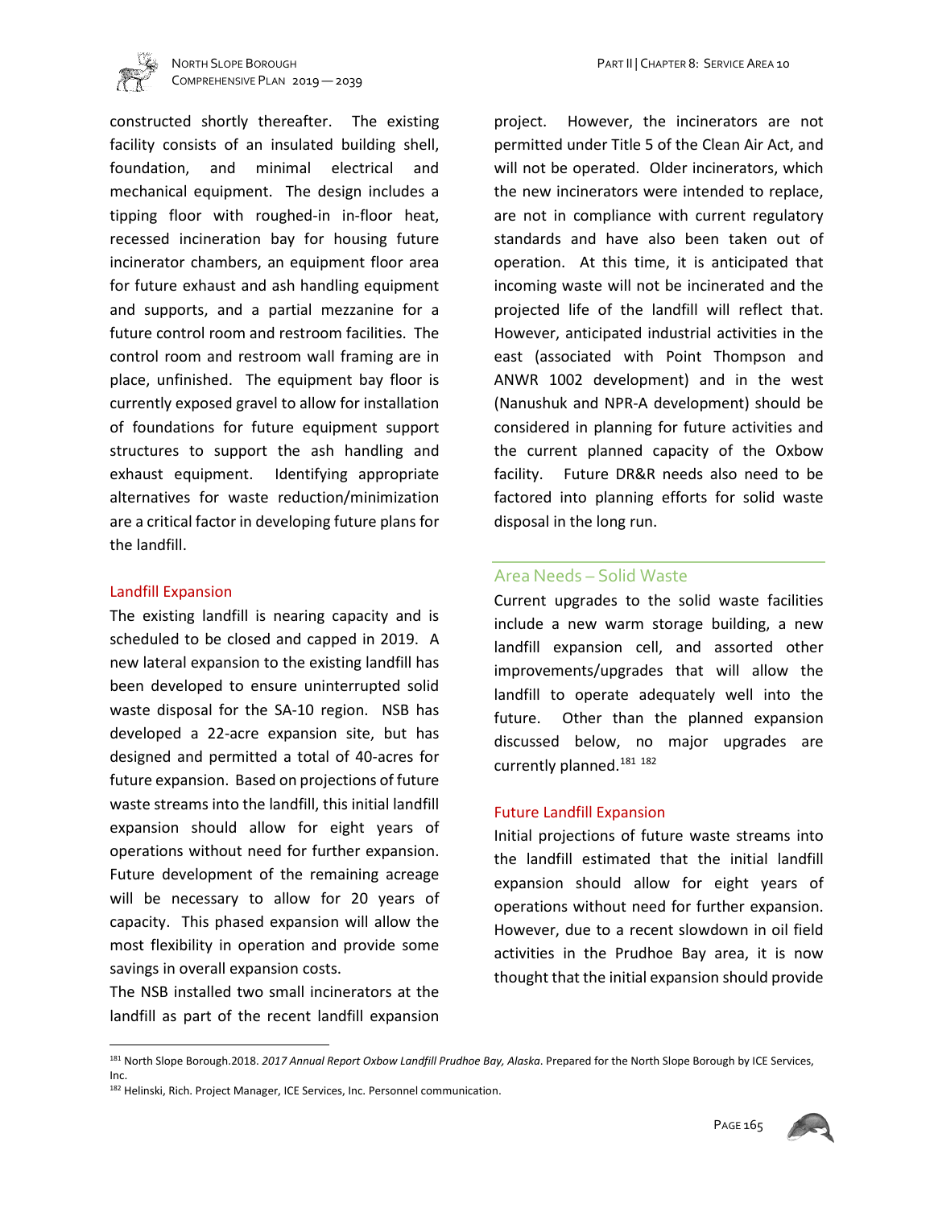constructed shortly thereafter. The existing facility consists of an insulated building shell, foundation, and minimal electrical and mechanical equipment. The design includes a tipping floor with roughed-in in-floor heat, recessed incineration bay for housing future incinerator chambers, an equipment floor area for future exhaust and ash handling equipment and supports, and a partial mezzanine for a future control room and restroom facilities. The control room and restroom wall framing are in place, unfinished. The equipment bay floor is currently exposed gravel to allow for installation of foundations for future equipment support structures to support the ash handling and exhaust equipment. Identifying appropriate alternatives for waste reduction/minimization are a critical factor in developing future plans for the landfill.

### Landfill Expansion

The existing landfill is nearing capacity and is scheduled to be closed and capped in 2019. A new lateral expansion to the existing landfill has been developed to ensure uninterrupted solid waste disposal for the SA-10 region. NSB has developed a 22-acre expansion site, but has designed and permitted a total of 40-acres for future expansion. Based on projections of future waste streams into the landfill, this initial landfill expansion should allow for eight years of operations without need for further expansion. Future development of the remaining acreage will be necessary to allow for 20 years of capacity. This phased expansion will allow the most flexibility in operation and provide some savings in overall expansion costs.

The NSB installed two small incinerators at the landfill as part of the recent landfill expansion project. However, the incinerators are not permitted under Title 5 of the Clean Air Act, and will not be operated. Older incinerators, which the new incinerators were intended to replace, are not in compliance with current regulatory standards and have also been taken out of operation. At this time, it is anticipated that incoming waste will not be incinerated and the projected life of the landfill will reflect that. However, anticipated industrial activities in the east (associated with Point Thompson and ANWR 1002 development) and in the west (Nanushuk and NPR-A development) should be considered in planning for future activities and the current planned capacity of the Oxbow facility. Future DR&R needs also need to be factored into planning efforts for solid waste disposal in the long run.

## Area Needs – Solid Waste

Current upgrades to the solid waste facilities include a new warm storage building, a new landfill expansion cell, and assorted other improvements/upgrades that will allow the landfill to operate adequately well into the future. Other than the planned expansion discussed below, no major upgrades are currently planned.[181] [182]

### Future Landfill Expansion

Initial projections of future waste streams into the landfill estimated that the initial landfill expansion should allow for eight years of operations without need for further expansion. However, due to a recent slowdown in oil field activities in the Prudhoe Bay area, it is now thought that the initial expansion should provide

---

[181] North Slope Borough.2018. *2017 Annual Report Oxbow Landfill Prudhoe Bay, Alaska*. Prepared for the North Slope Borough by ICE Services, Inc.

[182] Helinski, Rich. Project Manager, ICE Services, Inc. Personnel communication.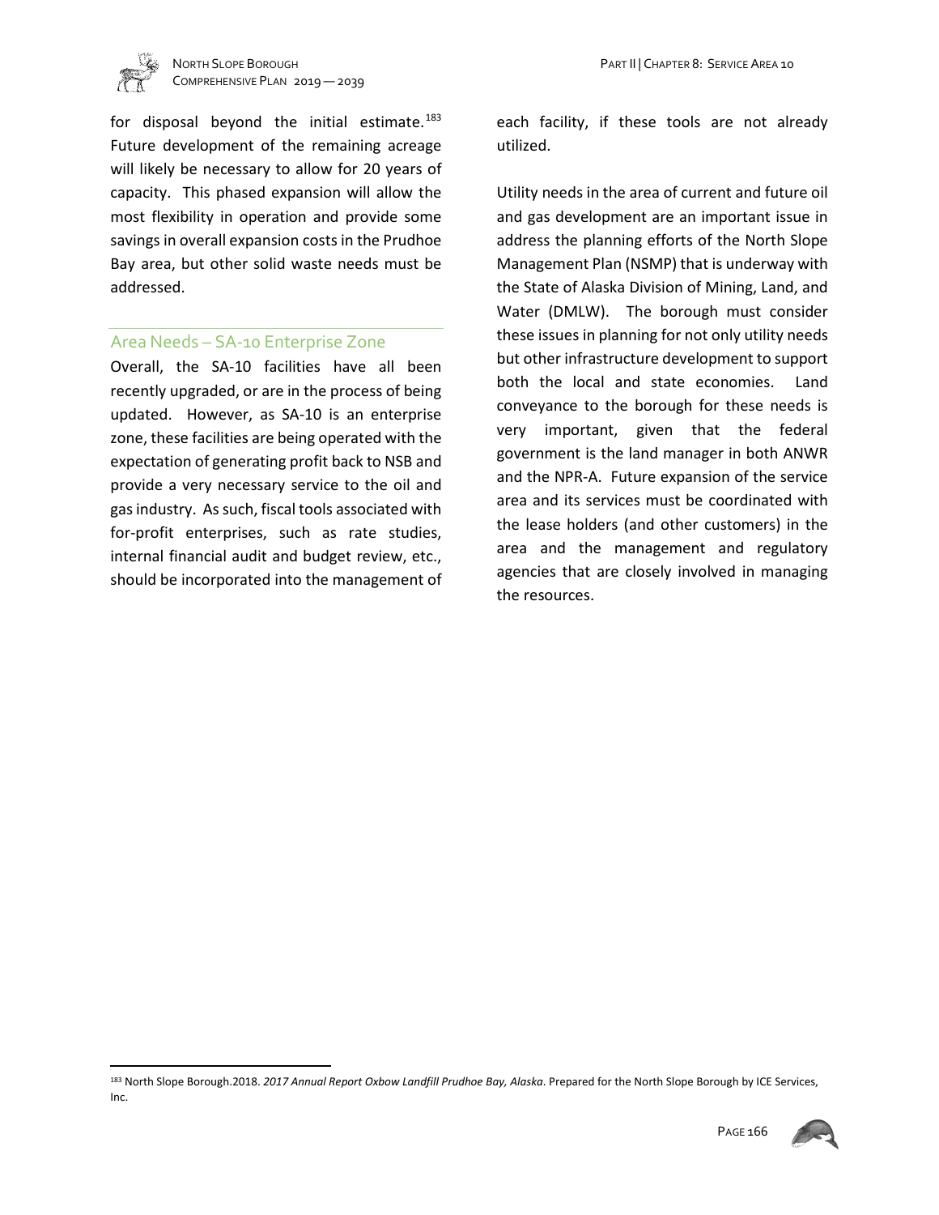for disposal beyond the initial estimate.[183] Future development of the remaining acreage will likely be necessary to allow for 20 years of capacity. This phased expansion will allow the most flexibility in operation and provide some savings in overall expansion costs in the Prudhoe Bay area, but other solid waste needs must be addressed.

### Area Needs – SA-10 Enterprise Zone

Overall, the SA-10 facilities have all been recently upgraded, or are in the process of being updated. However, as SA-10 is an enterprise zone, these facilities are being operated with the expectation of generating profit back to NSB and provide a very necessary service to the oil and gas industry. As such, fiscal tools associated with for-profit enterprises, such as rate studies, internal financial audit and budget review, etc., should be incorporated into the management of each facility, if these tools are not already utilized.

Utility needs in the area of current and future oil and gas development are an important issue in address the planning efforts of the North Slope Management Plan (NSMP) that is underway with the State of Alaska Division of Mining, Land, and Water (DMLW). The borough must consider these issues in planning for not only utility needs but other infrastructure development to support both the local and state economies. Land conveyance to the borough for these needs is very important, given that the federal government is the land manager in both ANWR and the NPR-A. Future expansion of the service area and its services must be coordinated with the lease holders (and other customers) in the area and the management and regulatory agencies that are closely involved in managing the resources.

---

[183] North Slope Borough.2018. *2017 Annual Report Oxbow Landfill Prudhoe Bay, Alaska*. Prepared for the North Slope Borough by ICE Services, Inc.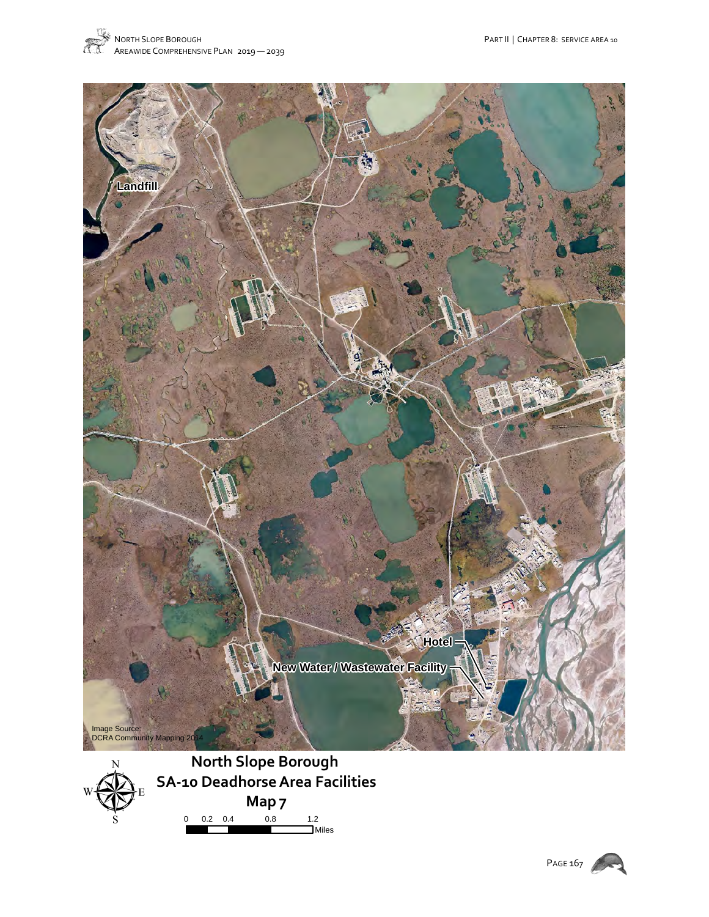Landfill

Hotel

New Water / Wastewater Facility

Image Source:
DCRA Community Mapping 2014

**North Slope Borough**
**SA-10 Deadhorse Area Facilities**
**Map 7**

0 0.2 0.4 0.8 1.2 Miles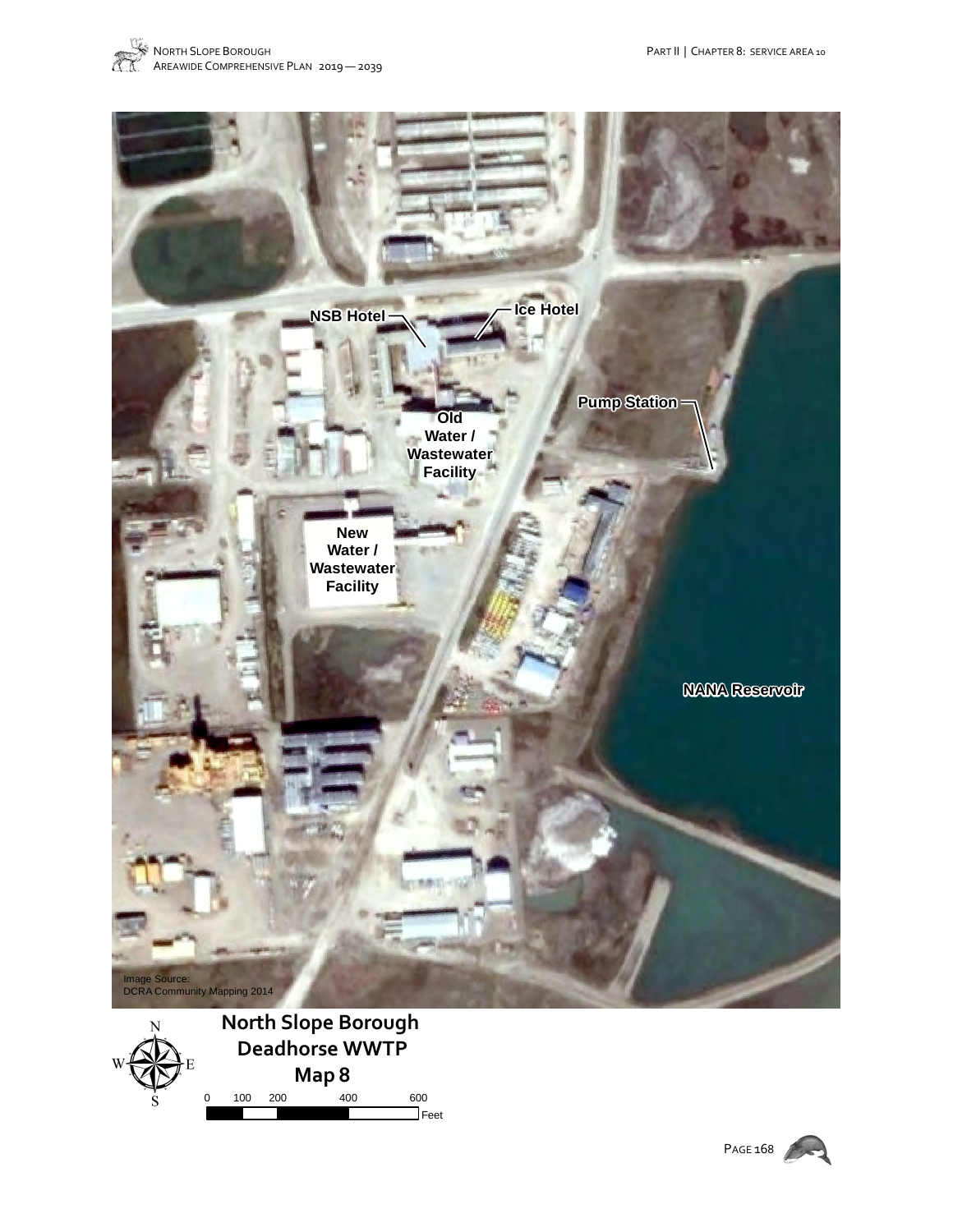NSB Hotel

Ice Hotel

Pump Station

Old Water / Wastewater Facility

New Water / Wastewater Facility

NANA Reservoir

Image Source: DCRA Community Mapping 2014

**North Slope Borough Deadhorse WWTP Map 8**

0 100 200 400 600 Feet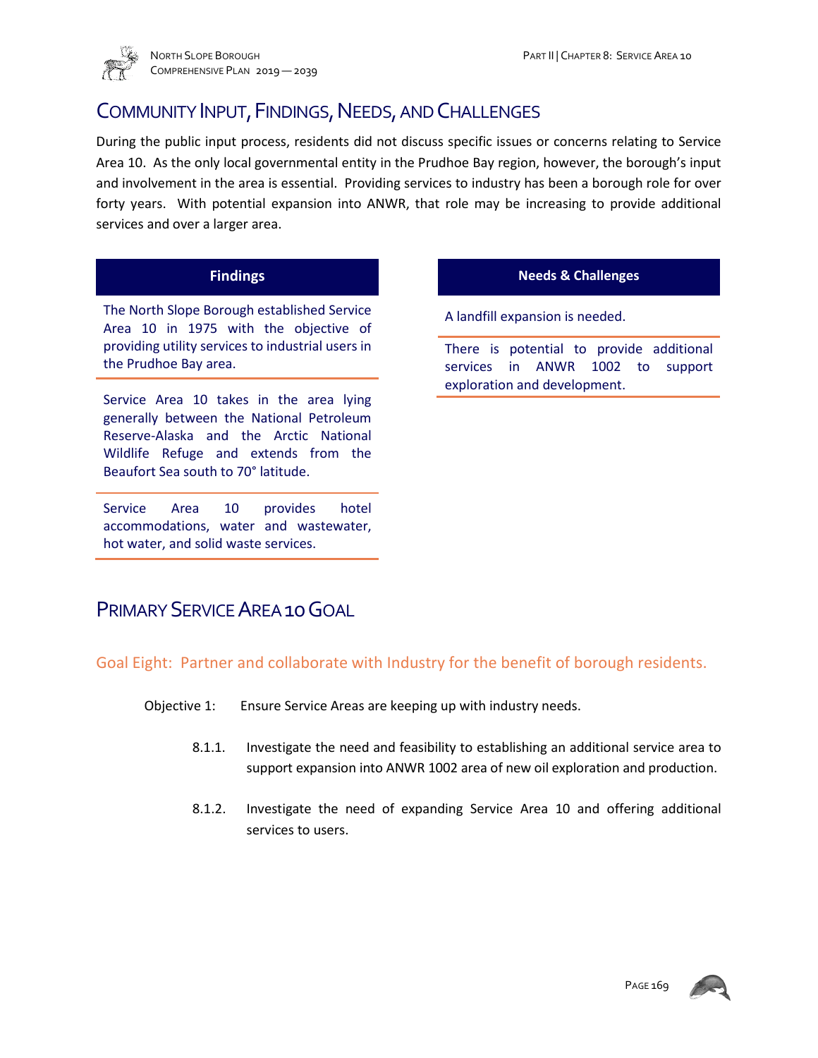## Community Input, Findings, Needs, and Challenges

During the public input process, residents did not discuss specific issues or concerns relating to Service Area 10. As the only local governmental entity in the Prudhoe Bay region, however, the borough's input and involvement in the area is essential. Providing services to industry has been a borough role for over forty years. With potential expansion into ANWR, that role may be increasing to provide additional services and over a larger area.

| Findings | Needs & Challenges |
| --- | --- |
| The North Slope Borough established Service Area 10 in 1975 with the objective of providing utility services to industrial users in the Prudhoe Bay area. | A landfill expansion is needed. |
| Service Area 10 takes in the area lying generally between the National Petroleum Reserve-Alaska and the Arctic National Wildlife Refuge and extends from the Beaufort Sea south to 70° latitude. | There is potential to provide additional services in ANWR 1002 to support exploration and development. |
| Service Area 10 provides hotel accommodations, water and wastewater, hot water, and solid waste services. | |

## Primary Service Area 10 Goal

### Goal Eight: Partner and collaborate with Industry for the benefit of borough residents.

Objective 1: Ensure Service Areas are keeping up with industry needs.

- 8.1.1. Investigate the need and feasibility to establishing an additional service area to support expansion into ANWR 1002 area of new oil exploration and production.
- 8.1.2. Investigate the need of expanding Service Area 10 and offering additional services to users.